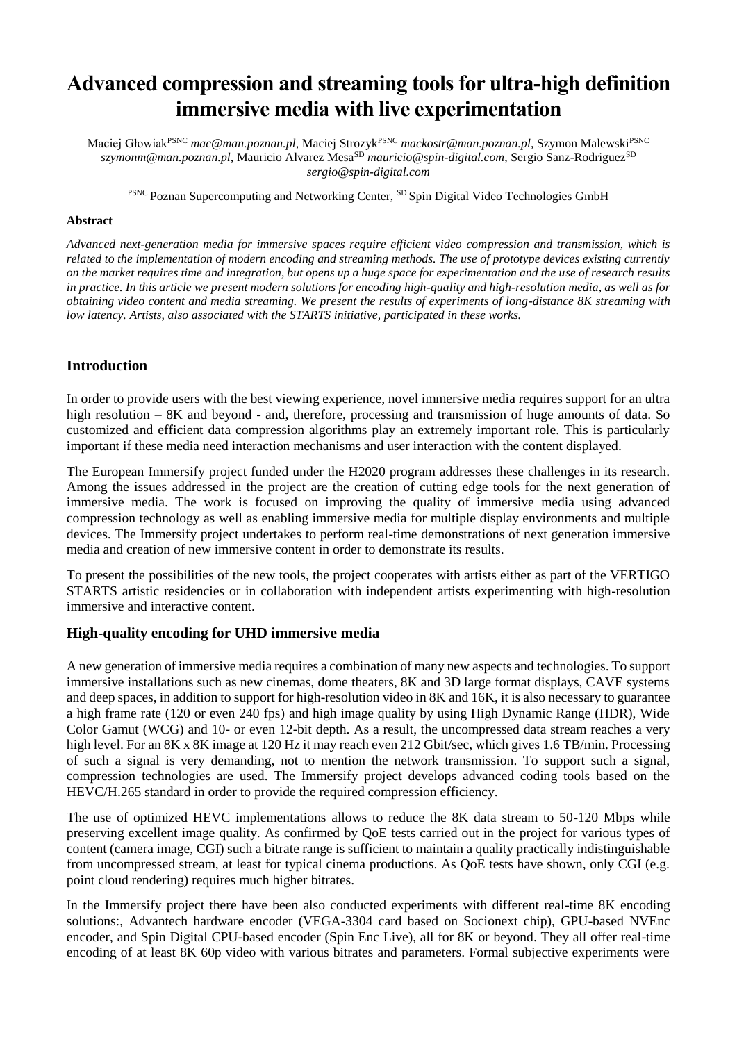# Advanced compression and streaming tools for ultra-high definition immersive media with live experimentation

Maciej Głowiak[PSNC] *mac@man.poznan.pl*, Maciej Strozyk[PSNC] *mackostr@man.poznan.pl*, Szymon Malewski[PSNC] *szymonm@man.poznan.pl*, Mauricio Alvarez Mesa[SD] *mauricio@spin-digital.com*, Sergio Sanz-Rodriguez[SD] *sergio@spin-digital.com*

[PSNC] Poznan Supercomputing and Networking Center, [SD] Spin Digital Video Technologies GmbH

**Abstract**

*Advanced next-generation media for immersive spaces require efficient video compression and transmission, which is related to the implementation of modern encoding and streaming methods. The use of prototype devices existing currently on the market requires time and integration, but opens up a huge space for experimentation and the use of research results in practice. In this article we present modern solutions for encoding high-quality and high-resolution media, as well as for obtaining video content and media streaming. We present the results of experiments of long-distance 8K streaming with low latency. Artists, also associated with the STARTS initiative, participated in these works.*

## Introduction

In order to provide users with the best viewing experience, novel immersive media requires support for an ultra high resolution – 8K and beyond - and, therefore, processing and transmission of huge amounts of data. So customized and efficient data compression algorithms play an extremely important role. This is particularly important if these media need interaction mechanisms and user interaction with the content displayed.

The European Immersify project funded under the H2020 program addresses these challenges in its research. Among the issues addressed in the project are the creation of cutting edge tools for the next generation of immersive media. The work is focused on improving the quality of immersive media using advanced compression technology as well as enabling immersive media for multiple display environments and multiple devices. The Immersify project undertakes to perform real-time demonstrations of next generation immersive media and creation of new immersive content in order to demonstrate its results.

To present the possibilities of the new tools, the project cooperates with artists either as part of the VERTIGO STARTS artistic residencies or in collaboration with independent artists experimenting with high-resolution immersive and interactive content.

## High-quality encoding for UHD immersive media

A new generation of immersive media requires a combination of many new aspects and technologies. To support immersive installations such as new cinemas, dome theaters, 8K and 3D large format displays, CAVE systems and deep spaces, in addition to support for high-resolution video in 8K and 16K, it is also necessary to guarantee a high frame rate (120 or even 240 fps) and high image quality by using High Dynamic Range (HDR), Wide Color Gamut (WCG) and 10- or even 12-bit depth. As a result, the uncompressed data stream reaches a very high level. For an 8K x 8K image at 120 Hz it may reach even 212 Gbit/sec, which gives 1.6 TB/min. Processing of such a signal is very demanding, not to mention the network transmission. To support such a signal, compression technologies are used. The Immersify project develops advanced coding tools based on the HEVC/H.265 standard in order to provide the required compression efficiency.

The use of optimized HEVC implementations allows to reduce the 8K data stream to 50-120 Mbps while preserving excellent image quality. As confirmed by QoE tests carried out in the project for various types of content (camera image, CGI) such a bitrate range is sufficient to maintain a quality practically indistinguishable from uncompressed stream, at least for typical cinema productions. As QoE tests have shown, only CGI (e.g. point cloud rendering) requires much higher bitrates.

In the Immersify project there have been also conducted experiments with different real-time 8K encoding solutions:, Advantech hardware encoder (VEGA-3304 card based on Socionext chip), GPU-based NVEnc encoder, and Spin Digital CPU-based encoder (Spin Enc Live), all for 8K or beyond. They all offer real-time encoding of at least 8K 60p video with various bitrates and parameters. Formal subjective experiments were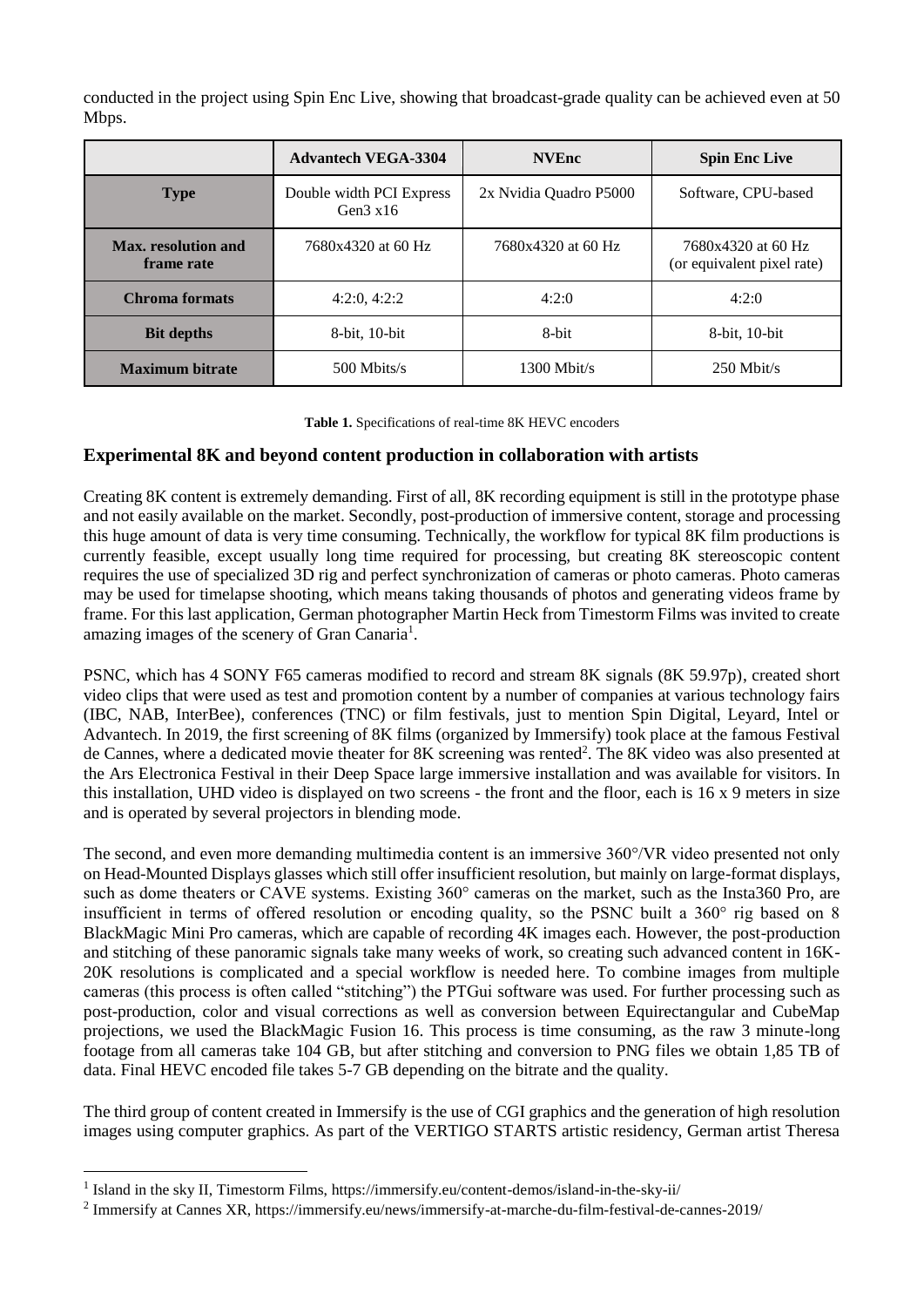conducted in the project using Spin Enc Live, showing that broadcast-grade quality can be achieved even at 50 Mbps.

| | **Advantech VEGA-3304** | **NVEnc** | **Spin Enc Live** |
|---|---|---|---|
| **Type** | Double width PCI Express Gen3 x16 | 2x Nvidia Quadro P5000 | Software, CPU-based |
| **Max. resolution and frame rate** | 7680x4320 at 60 Hz | 7680x4320 at 60 Hz | 7680x4320 at 60 Hz (or equivalent pixel rate) |
| **Chroma formats** | 4:2:0, 4:2:2 | 4:2:0 | 4:2:0 |
| **Bit depths** | 8-bit, 10-bit | 8-bit | 8-bit, 10-bit |
| **Maximum bitrate** | 500 Mbits/s | 1300 Mbit/s | 250 Mbit/s |

**Table 1.** Specifications of real-time 8K HEVC encoders

## Experimental 8K and beyond content production in collaboration with artists

Creating 8K content is extremely demanding. First of all, 8K recording equipment is still in the prototype phase and not easily available on the market. Secondly, post-production of immersive content, storage and processing this huge amount of data is very time consuming. Technically, the workflow for typical 8K film productions is currently feasible, except usually long time required for processing, but creating 8K stereoscopic content requires the use of specialized 3D rig and perfect synchronization of cameras or photo cameras. Photo cameras may be used for timelapse shooting, which means taking thousands of photos and generating videos frame by frame. For this last application, German photographer Martin Heck from Timestorm Films was invited to create amazing images of the scenery of Gran Canaria[1].

PSNC, which has 4 SONY F65 cameras modified to record and stream 8K signals (8K 59.97p), created short video clips that were used as test and promotion content by a number of companies at various technology fairs (IBC, NAB, InterBee), conferences (TNC) or film festivals, just to mention Spin Digital, Leyard, Intel or Advantech. In 2019, the first screening of 8K films (organized by Immersify) took place at the famous Festival de Cannes, where a dedicated movie theater for 8K screening was rented[2]. The 8K video was also presented at the Ars Electronica Festival in their Deep Space large immersive installation and was available for visitors. In this installation, UHD video is displayed on two screens - the front and the floor, each is 16 x 9 meters in size and is operated by several projectors in blending mode.

The second, and even more demanding multimedia content is an immersive 360°/VR video presented not only on Head-Mounted Displays glasses which still offer insufficient resolution, but mainly on large-format displays, such as dome theaters or CAVE systems. Existing 360° cameras on the market, such as the Insta360 Pro, are insufficient in terms of offered resolution or encoding quality, so the PSNC built a 360° rig based on 8 BlackMagic Mini Pro cameras, which are capable of recording 4K images each. However, the post-production and stitching of these panoramic signals take many weeks of work, so creating such advanced content in 16K-20K resolutions is complicated and a special workflow is needed here. To combine images from multiple cameras (this process is often called "stitching") the PTGui software was used. For further processing such as post-production, color and visual corrections as well as conversion between Equirectangular and CubeMap projections, we used the BlackMagic Fusion 16. This process is time consuming, as the raw 3 minute-long footage from all cameras take 104 GB, but after stitching and conversion to PNG files we obtain 1,85 TB of data. Final HEVC encoded file takes 5-7 GB depending on the bitrate and the quality.

The third group of content created in Immersify is the use of CGI graphics and the generation of high resolution images using computer graphics. As part of the VERTIGO STARTS artistic residency, German artist Theresa

[1] Island in the sky II, Timestorm Films, https://immersify.eu/content-demos/island-in-the-sky-ii/

[2] Immersify at Cannes XR, https://immersify.eu/news/immersify-at-marche-du-film-festival-de-cannes-2019/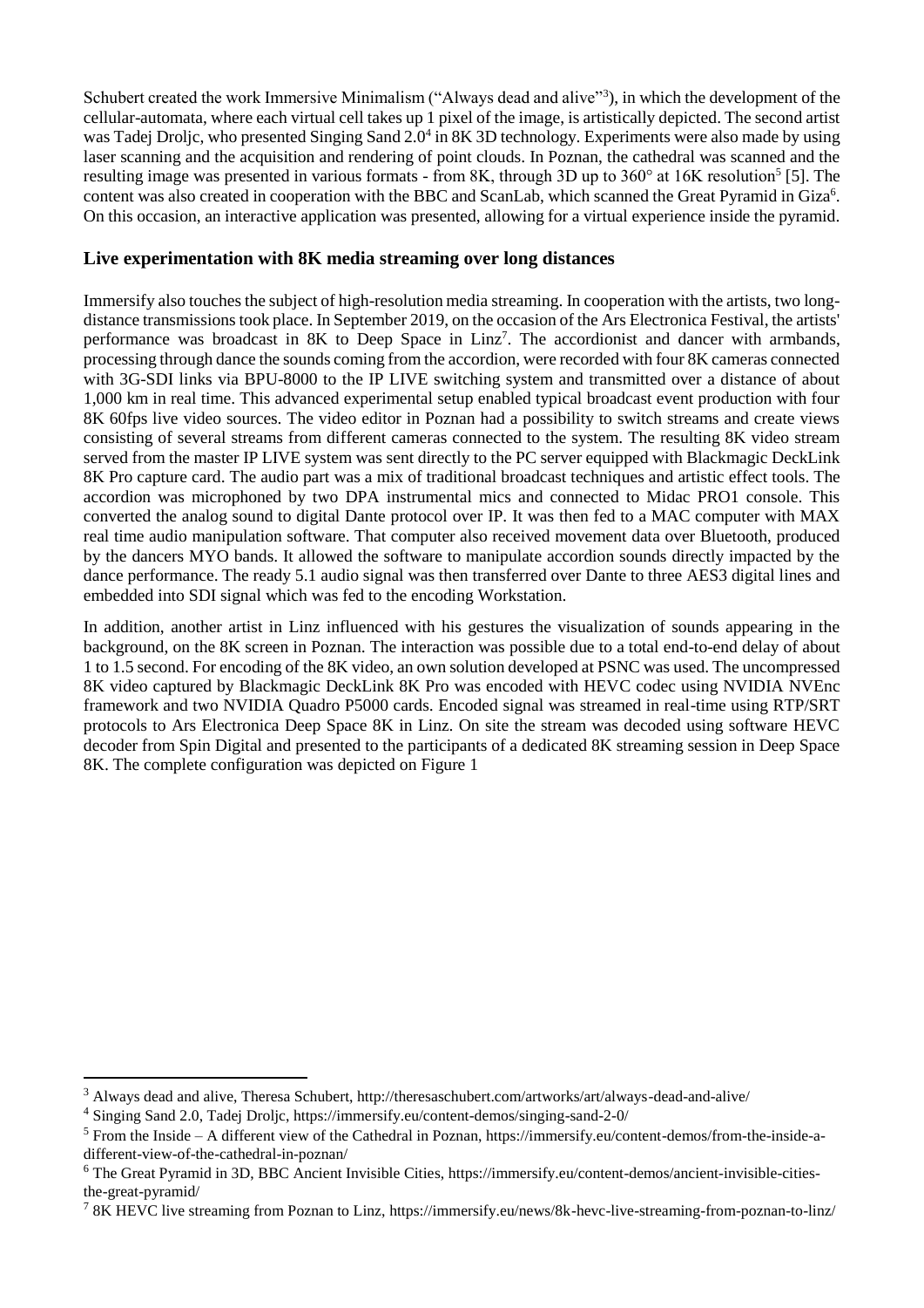Schubert created the work Immersive Minimalism ("Always dead and alive"[3]), in which the development of the cellular-automata, where each virtual cell takes up 1 pixel of the image, is artistically depicted. The second artist was Tadej Droljc, who presented Singing Sand 2.0[4] in 8K 3D technology. Experiments were also made by using laser scanning and the acquisition and rendering of point clouds. In Poznan, the cathedral was scanned and the resulting image was presented in various formats - from 8K, through 3D up to 360° at 16K resolution[5] [5]. The content was also created in cooperation with the BBC and ScanLab, which scanned the Great Pyramid in Giza[6]. On this occasion, an interactive application was presented, allowing for a virtual experience inside the pyramid.

## Live experimentation with 8K media streaming over long distances

Immersify also touches the subject of high-resolution media streaming. In cooperation with the artists, two long-distance transmissions took place. In September 2019, on the occasion of the Ars Electronica Festival, the artists' performance was broadcast in 8K to Deep Space in Linz[7]. The accordionist and dancer with armbands, processing through dance the sounds coming from the accordion, were recorded with four 8K cameras connected with 3G-SDI links via BPU-8000 to the IP LIVE switching system and transmitted over a distance of about 1,000 km in real time. This advanced experimental setup enabled typical broadcast event production with four 8K 60fps live video sources. The video editor in Poznan had a possibility to switch streams and create views consisting of several streams from different cameras connected to the system. The resulting 8K video stream served from the master IP LIVE system was sent directly to the PC server equipped with Blackmagic DeckLink 8K Pro capture card. The audio part was a mix of traditional broadcast techniques and artistic effect tools. The accordion was microphoned by two DPA instrumental mics and connected to Midac PRO1 console. This converted the analog sound to digital Dante protocol over IP. It was then fed to a MAC computer with MAX real time audio manipulation software. That computer also received movement data over Bluetooth, produced by the dancers MYO bands. It allowed the software to manipulate accordion sounds directly impacted by the dance performance. The ready 5.1 audio signal was then transferred over Dante to three AES3 digital lines and embedded into SDI signal which was fed to the encoding Workstation.

In addition, another artist in Linz influenced with his gestures the visualization of sounds appearing in the background, on the 8K screen in Poznan. The interaction was possible due to a total end-to-end delay of about 1 to 1.5 second. For encoding of the 8K video, an own solution developed at PSNC was used. The uncompressed 8K video captured by Blackmagic DeckLink 8K Pro was encoded with HEVC codec using NVIDIA NVEnc framework and two NVIDIA Quadro P5000 cards. Encoded signal was streamed in real-time using RTP/SRT protocols to Ars Electronica Deep Space 8K in Linz. On site the stream was decoded using software HEVC decoder from Spin Digital and presented to the participants of a dedicated 8K streaming session in Deep Space 8K. The complete configuration was depicted on Figure 1

---

[3] Always dead and alive, Theresa Schubert, http://theresaschubert.com/artworks/art/always-dead-and-alive/

[4] Singing Sand 2.0, Tadej Droljc, https://immersify.eu/content-demos/singing-sand-2-0/

[5] From the Inside – A different view of the Cathedral in Poznan, https://immersify.eu/content-demos/from-the-inside-a-different-view-of-the-cathedral-in-poznan/

[6] The Great Pyramid in 3D, BBC Ancient Invisible Cities, https://immersify.eu/content-demos/ancient-invisible-cities-the-great-pyramid/

[7] 8K HEVC live streaming from Poznan to Linz, https://immersify.eu/news/8k-hevc-live-streaming-from-poznan-to-linz/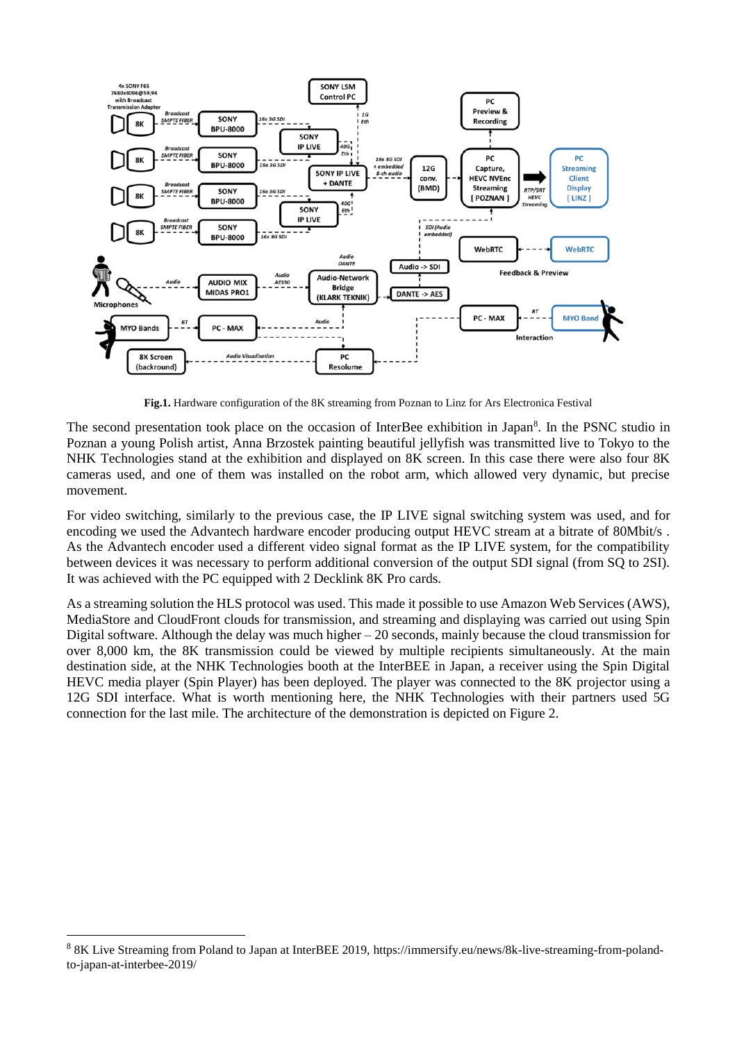**Fig.1.** Hardware configuration of the 8K streaming from Poznan to Linz for Ars Electronica Festival

The second presentation took place on the occasion of InterBee exhibition in Japan[8]. In the PSNC studio in Poznan a young Polish artist, Anna Brzostek painting beautiful jellyfish was transmitted live to Tokyo to the NHK Technologies stand at the exhibition and displayed on 8K screen. In this case there were also four 8K cameras used, and one of them was installed on the robot arm, which allowed very dynamic, but precise movement.

For video switching, similarly to the previous case, the IP LIVE signal switching system was used, and for encoding we used the Advantech hardware encoder producing output HEVC stream at a bitrate of 80Mbit/s . As the Advantech encoder used a different video signal format as the IP LIVE system, for the compatibility between devices it was necessary to perform additional conversion of the output SDI signal (from SQ to 2SI). It was achieved with the PC equipped with 2 Decklink 8K Pro cards.

As a streaming solution the HLS protocol was used. This made it possible to use Amazon Web Services (AWS), MediaStore and CloudFront clouds for transmission, and streaming and displaying was carried out using Spin Digital software. Although the delay was much higher – 20 seconds, mainly because the cloud transmission for over 8,000 km, the 8K transmission could be viewed by multiple recipients simultaneously. At the main destination side, at the NHK Technologies booth at the InterBEE in Japan, a receiver using the Spin Digital HEVC media player (Spin Player) has been deployed. The player was connected to the 8K projector using a 12G SDI interface. What is worth mentioning here, the NHK Technologies with their partners used 5G connection for the last mile. The architecture of the demonstration is depicted on Figure 2.

[8] 8K Live Streaming from Poland to Japan at InterBEE 2019, https://immersify.eu/news/8k-live-streaming-from-poland-to-japan-at-interbee-2019/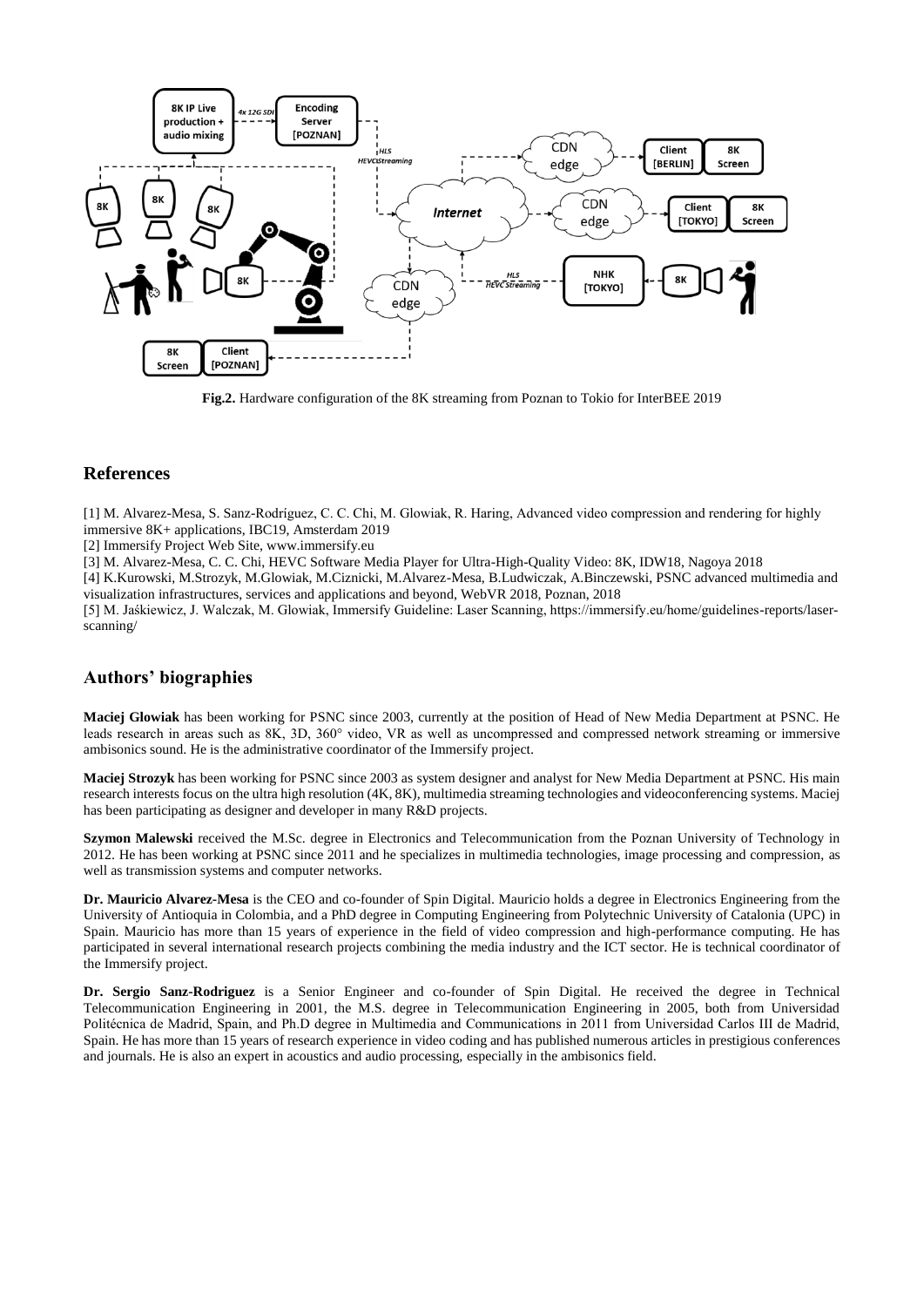8K IP Live production + audio mixing

4x 12G SDI

Encoding Server [POZNAN]

HLS HEVC Streaming

CDN edge

Client [BERLIN]

8K Screen

Internet

CDN edge

Client [TOKYO]

8K Screen

8K

8K

8K

8K

CDN edge

HLS HEVC Streaming

NHK [TOKYO]

8K

8K Screen

Client [POZNAN]

**Fig.2.** Hardware configuration of the 8K streaming from Poznan to Tokio for InterBEE 2019

## References

[1] M. Alvarez-Mesa, S. Sanz-Rodríguez, C. C. Chi, M. Glowiak, R. Haring, Advanced video compression and rendering for highly immersive 8K+ applications, IBC19, Amsterdam 2019

[2] Immersify Project Web Site, www.immersify.eu

[3] M. Alvarez-Mesa, C. C. Chi, HEVC Software Media Player for Ultra-High-Quality Video: 8K, IDW18, Nagoya 2018

[4] K.Kurowski, M.Strozyk, M.Glowiak, M.Ciznicki, M.Alvarez-Mesa, B.Ludwiczak, A.Binczewski, PSNC advanced multimedia and visualization infrastructures, services and applications and beyond, WebVR 2018, Poznan, 2018

[5] M. Jaśkiewicz, J. Walczak, M. Glowiak, Immersify Guideline: Laser Scanning, https://immersify.eu/home/guidelines-reports/laser-scanning/

## Authors' biographies

**Maciej Glowiak** has been working for PSNC since 2003, currently at the position of Head of New Media Department at PSNC. He leads research in areas such as 8K, 3D, 360° video, VR as well as uncompressed and compressed network streaming or immersive ambisonics sound. He is the administrative coordinator of the Immersify project.

**Maciej Strozyk** has been working for PSNC since 2003 as system designer and analyst for New Media Department at PSNC. His main research interests focus on the ultra high resolution (4K, 8K), multimedia streaming technologies and videoconferencing systems. Maciej has been participating as designer and developer in many R&D projects.

**Szymon Malewski** received the M.Sc. degree in Electronics and Telecommunication from the Poznan University of Technology in 2012. He has been working at PSNC since 2011 and he specializes in multimedia technologies, image processing and compression, as well as transmission systems and computer networks.

**Dr. Mauricio Alvarez-Mesa** is the CEO and co-founder of Spin Digital. Mauricio holds a degree in Electronics Engineering from the University of Antioquia in Colombia, and a PhD degree in Computing Engineering from Polytechnic University of Catalonia (UPC) in Spain. Mauricio has more than 15 years of experience in the field of video compression and high-performance computing. He has participated in several international research projects combining the media industry and the ICT sector. He is technical coordinator of the Immersify project.

**Dr. Sergio Sanz-Rodriguez** is a Senior Engineer and co-founder of Spin Digital. He received the degree in Technical Telecommunication Engineering in 2001, the M.S. degree in Telecommunication Engineering in 2005, both from Universidad Politécnica de Madrid, Spain, and Ph.D degree in Multimedia and Communications in 2011 from Universidad Carlos III de Madrid, Spain. He has more than 15 years of research experience in video coding and has published numerous articles in prestigious conferences and journals. He is also an expert in acoustics and audio processing, especially in the ambisonics field.